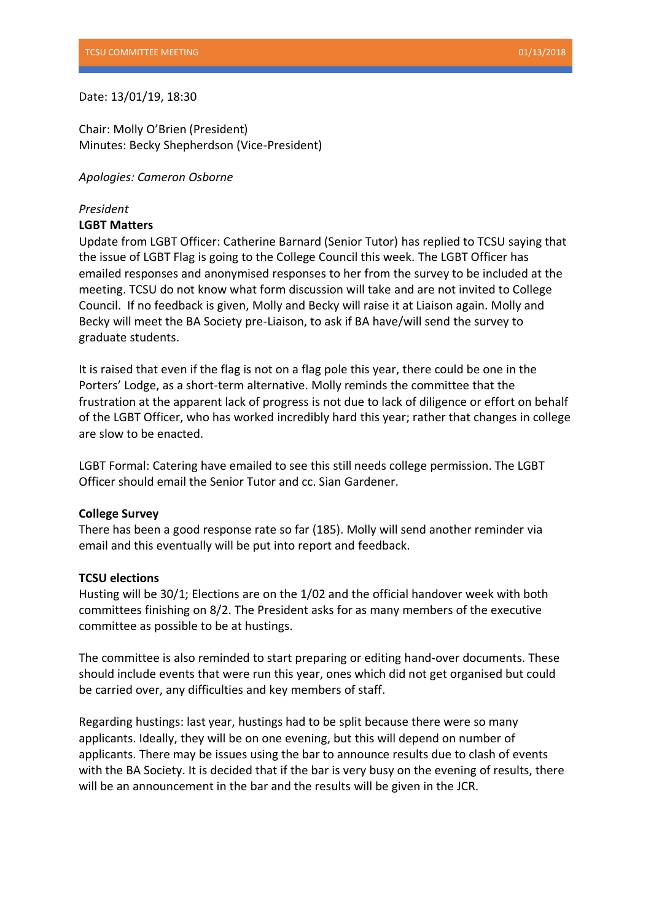Date: 13/01/19, 18:30

Chair: Molly O'Brien (President)
Minutes: Becky Shepherdson (Vice-President)

*Apologies: Cameron Osborne*

*President*

**LGBT Matters**

Update from LGBT Officer: Catherine Barnard (Senior Tutor) has replied to TCSU saying that the issue of LGBT Flag is going to the College Council this week. The LGBT Officer has emailed responses and anonymised responses to her from the survey to be included at the meeting. TCSU do not know what form discussion will take and are not invited to College Council. If no feedback is given, Molly and Becky will raise it at Liaison again. Molly and Becky will meet the BA Society pre-Liaison, to ask if BA have/will send the survey to graduate students.

It is raised that even if the flag is not on a flag pole this year, there could be one in the Porters' Lodge, as a short-term alternative. Molly reminds the committee that the frustration at the apparent lack of progress is not due to lack of diligence or effort on behalf of the LGBT Officer, who has worked incredibly hard this year; rather that changes in college are slow to be enacted.

LGBT Formal: Catering have emailed to see this still needs college permission. The LGBT Officer should email the Senior Tutor and cc. Sian Gardener.

**College Survey**

There has been a good response rate so far (185). Molly will send another reminder via email and this eventually will be put into report and feedback.

**TCSU elections**

Husting will be 30/1; Elections are on the 1/02 and the official handover week with both committees finishing on 8/2. The President asks for as many members of the executive committee as possible to be at hustings.

The committee is also reminded to start preparing or editing hand-over documents. These should include events that were run this year, ones which did not get organised but could be carried over, any difficulties and key members of staff.

Regarding hustings: last year, hustings had to be split because there were so many applicants. Ideally, they will be on one evening, but this will depend on number of applicants. There may be issues using the bar to announce results due to clash of events with the BA Society. It is decided that if the bar is very busy on the evening of results, there will be an announcement in the bar and the results will be given in the JCR.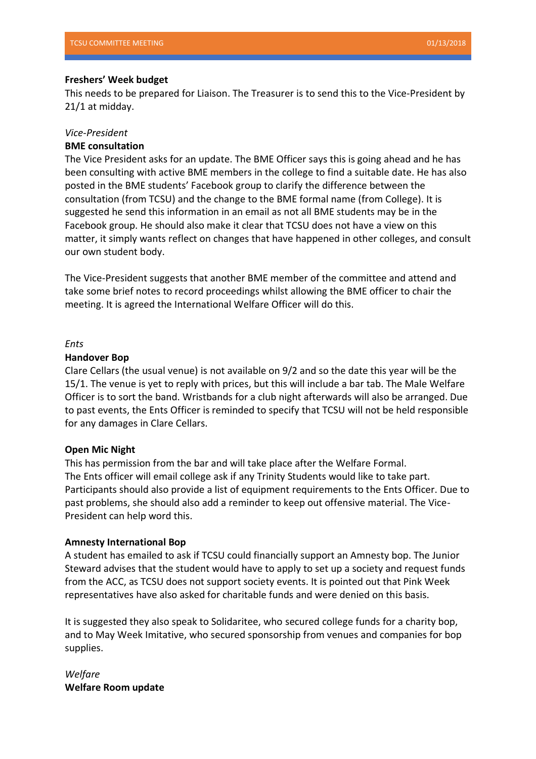**Freshers' Week budget**

This needs to be prepared for Liaison. The Treasurer is to send this to the Vice-President by 21/1 at midday.

*Vice-President*

**BME consultation**

The Vice President asks for an update. The BME Officer says this is going ahead and he has been consulting with active BME members in the college to find a suitable date. He has also posted in the BME students' Facebook group to clarify the difference between the consultation (from TCSU) and the change to the BME formal name (from College). It is suggested he send this information in an email as not all BME students may be in the Facebook group. He should also make it clear that TCSU does not have a view on this matter, it simply wants reflect on changes that have happened in other colleges, and consult our own student body.

The Vice-President suggests that another BME member of the committee and attend and take some brief notes to record proceedings whilst allowing the BME officer to chair the meeting. It is agreed the International Welfare Officer will do this.

*Ents*

**Handover Bop**

Clare Cellars (the usual venue) is not available on 9/2 and so the date this year will be the 15/1. The venue is yet to reply with prices, but this will include a bar tab. The Male Welfare Officer is to sort the band. Wristbands for a club night afterwards will also be arranged. Due to past events, the Ents Officer is reminded to specify that TCSU will not be held responsible for any damages in Clare Cellars.

**Open Mic Night**

This has permission from the bar and will take place after the Welfare Formal. The Ents officer will email college ask if any Trinity Students would like to take part. Participants should also provide a list of equipment requirements to the Ents Officer. Due to past problems, she should also add a reminder to keep out offensive material. The Vice-President can help word this.

**Amnesty International Bop**

A student has emailed to ask if TCSU could financially support an Amnesty bop. The Junior Steward advises that the student would have to apply to set up a society and request funds from the ACC, as TCSU does not support society events. It is pointed out that Pink Week representatives have also asked for charitable funds and were denied on this basis.

It is suggested they also speak to Solidaritee, who secured college funds for a charity bop, and to May Week Imitative, who secured sponsorship from venues and companies for bop supplies.

*Welfare*

**Welfare Room update**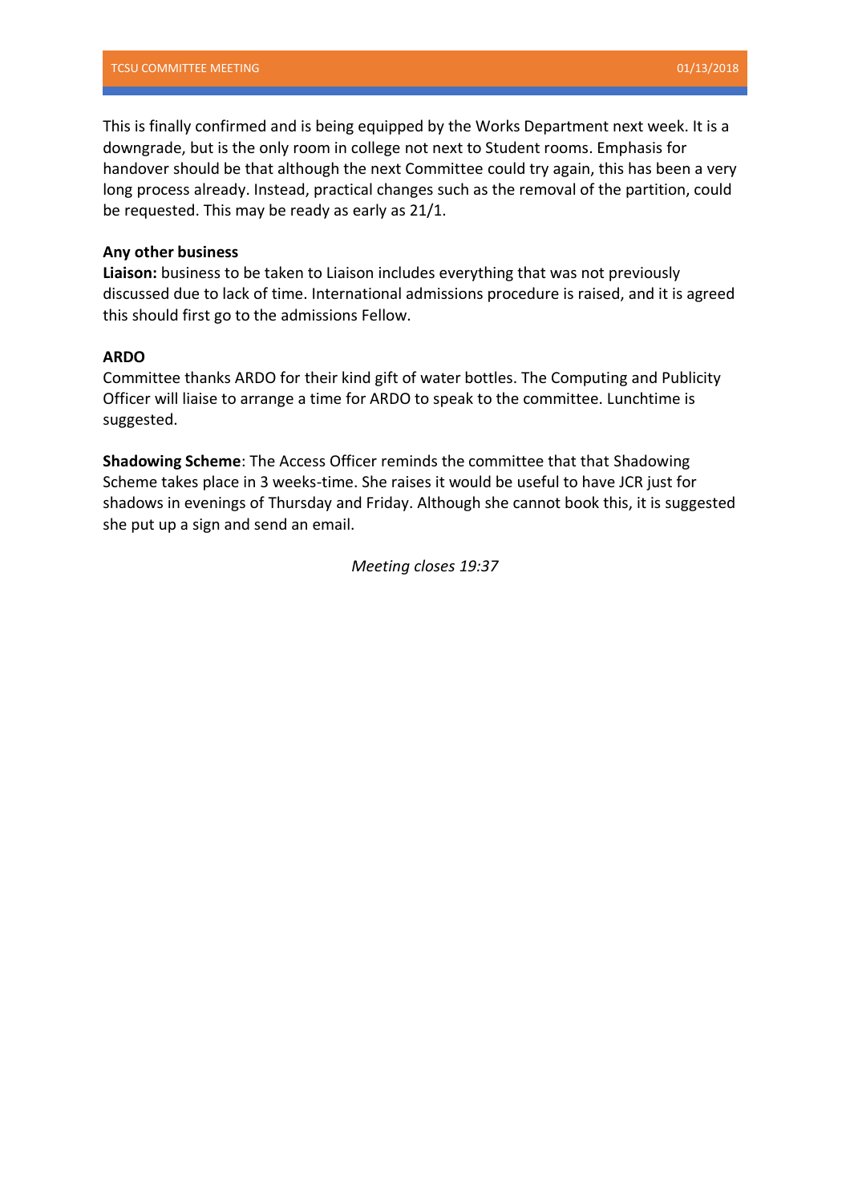This is finally confirmed and is being equipped by the Works Department next week. It is a downgrade, but is the only room in college not next to Student rooms. Emphasis for handover should be that although the next Committee could try again, this has been a very long process already. Instead, practical changes such as the removal of the partition, could be requested. This may be ready as early as 21/1.

**Any other business**

**Liaison:** business to be taken to Liaison includes everything that was not previously discussed due to lack of time. International admissions procedure is raised, and it is agreed this should first go to the admissions Fellow.

**ARDO**

Committee thanks ARDO for their kind gift of water bottles. The Computing and Publicity Officer will liaise to arrange a time for ARDO to speak to the committee. Lunchtime is suggested.

**Shadowing Scheme**: The Access Officer reminds the committee that that Shadowing Scheme takes place in 3 weeks-time. She raises it would be useful to have JCR just for shadows in evenings of Thursday and Friday. Although she cannot book this, it is suggested she put up a sign and send an email.

*Meeting closes 19:37*